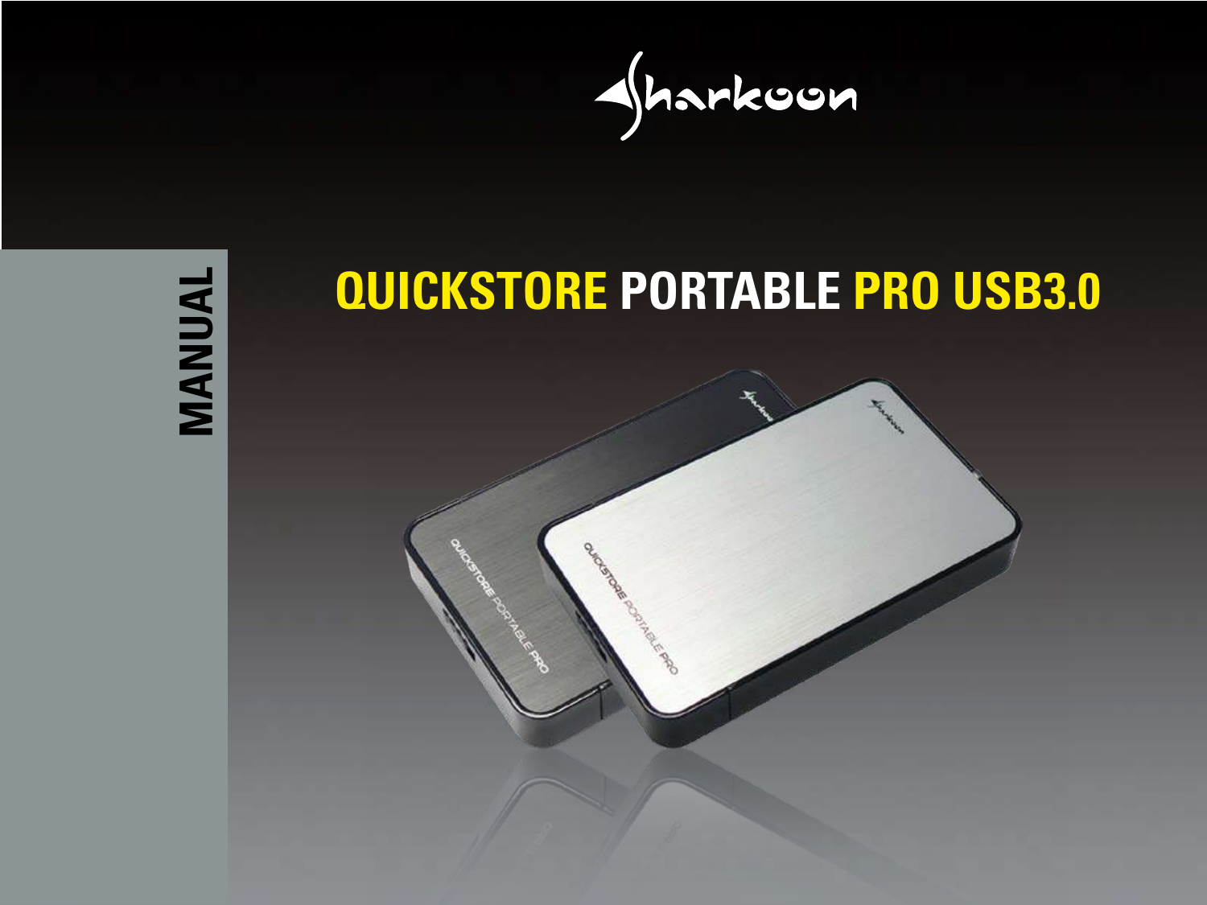Sharkoon

# QUICKSTORE PORTABLE PRO USB3.0

MANUAL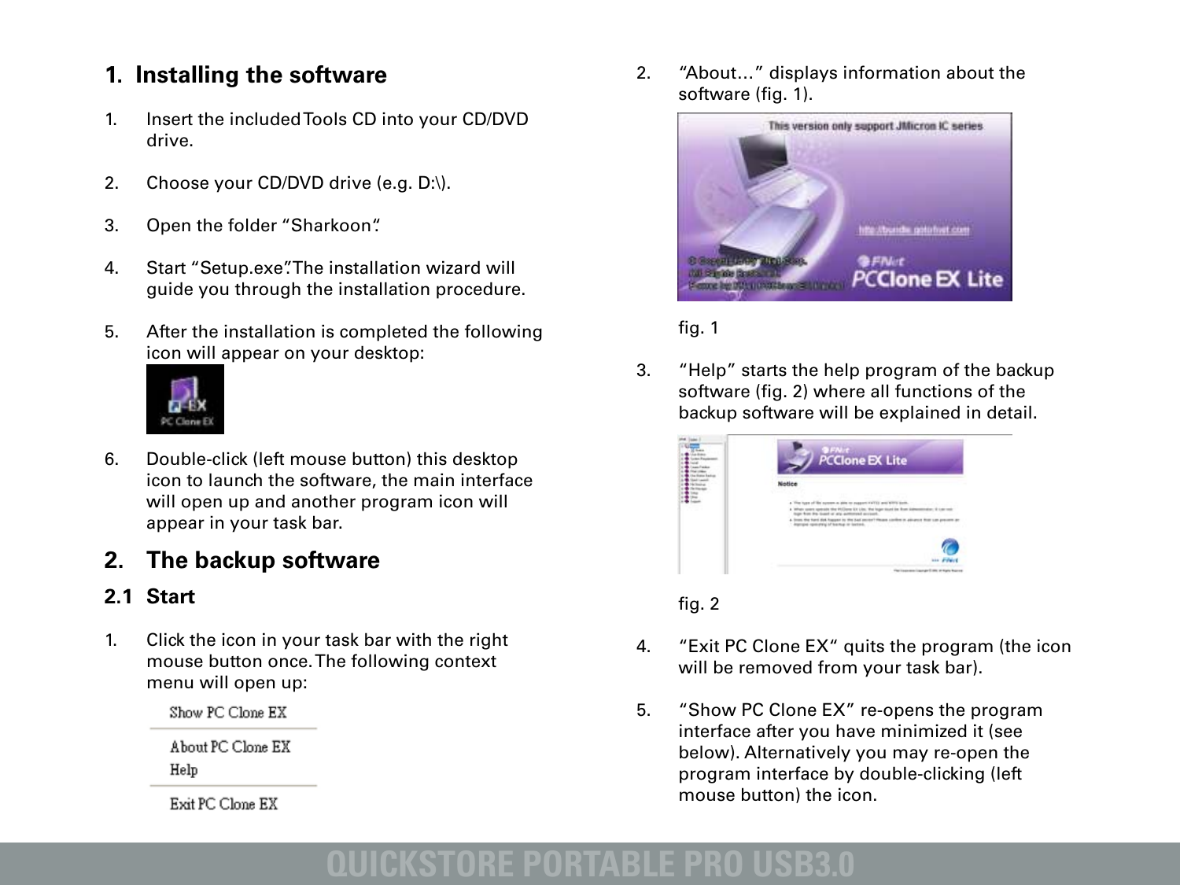# 1. Installing the software

1. Insert the included Tools CD into your CD/DVD drive.

2. Choose your CD/DVD drive (e.g. D:\).

3. Open the folder "Sharkoon".

4. Start "Setup.exe". The installation wizard will guide you through the installation procedure.

5. After the installation is completed the following icon will appear on your desktop:

6. Double-click (left mouse button) this desktop icon to launch the software, the main interface will open up and another program icon will appear in your task bar.

# 2. The backup software

## 2.1 Start

1. Click the icon in your task bar with the right mouse button once. The following context menu will open up:

   Show PC Clone EX
   
   About PC Clone EX
   Help
   
   Exit PC Clone EX

2. "About..." displays information about the software (fig. 1).

   fig. 1

3. "Help" starts the help program of the backup software (fig. 2) where all functions of the backup software will be explained in detail.

   fig. 2

4. "Exit PC Clone EX" quits the program (the icon will be removed from your task bar).

5. "Show PC Clone EX" re-opens the program interface after you have minimized it (see below). Alternatively you may re-open the program interface by double-clicking (left mouse button) the icon.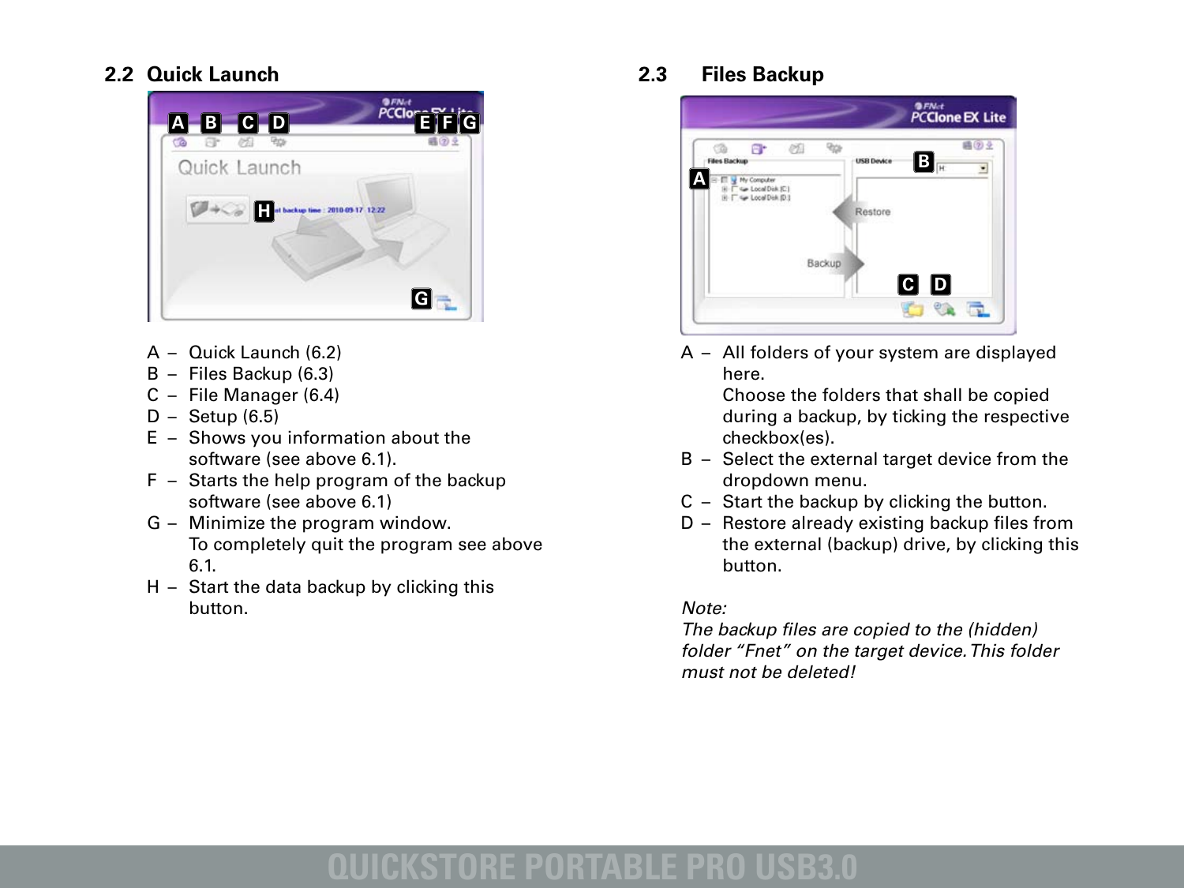## 2.2 Quick Launch

A – Quick Launch (6.2)
B – Files Backup (6.3)
C – File Manager (6.4)
D – Setup (6.5)
E – Shows you information about the software (see above 6.1).
F – Starts the help program of the backup software (see above 6.1)
G – Minimize the program window. To completely quit the program see above 6.1.
H – Start the data backup by clicking this button.

## 2.3 Files Backup

A – All folders of your system are displayed here. Choose the folders that shall be copied during a backup, by ticking the respective checkbox(es).
B – Select the external target device from the dropdown menu.
C – Start the backup by clicking the button.
D – Restore already existing backup files from the external (backup) drive, by clicking this button.

*Note:*
*The backup files are copied to the (hidden) folder “Fnet” on the target device. This folder must not be deleted!*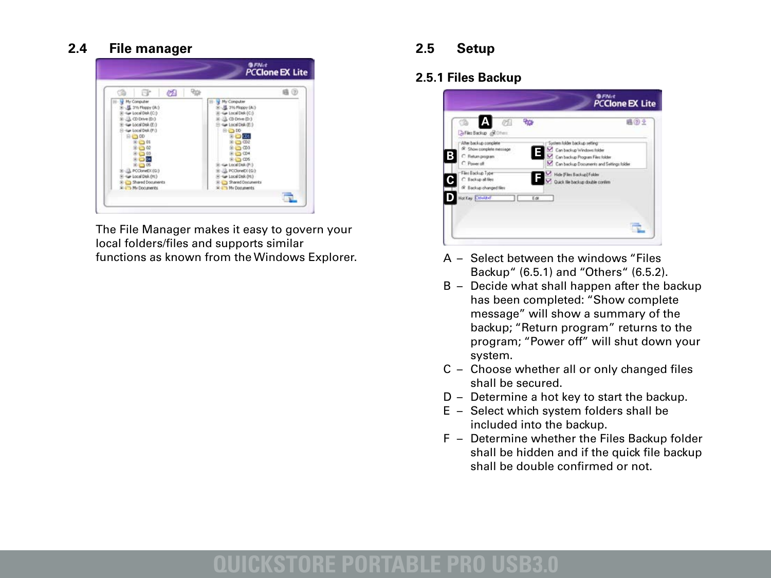## 2.4 File manager

The File Manager makes it easy to govern your local folders/files and supports similar functions as known from the Windows Explorer.

## 2.5 Setup

### 2.5.1 Files Backup

- A – Select between the windows “Files Backup“ (6.5.1) and “Others“ (6.5.2).
- B – Decide what shall happen after the backup has been completed: “Show complete message” will show a summary of the backup; “Return program” returns to the program; “Power off” will shut down your system.
- C – Choose whether all or only changed files shall be secured.
- D – Determine a hot key to start the backup.
- E – Select which system folders shall be included into the backup.
- F – Determine whether the Files Backup folder shall be hidden and if the quick file backup shall be double confirmed or not.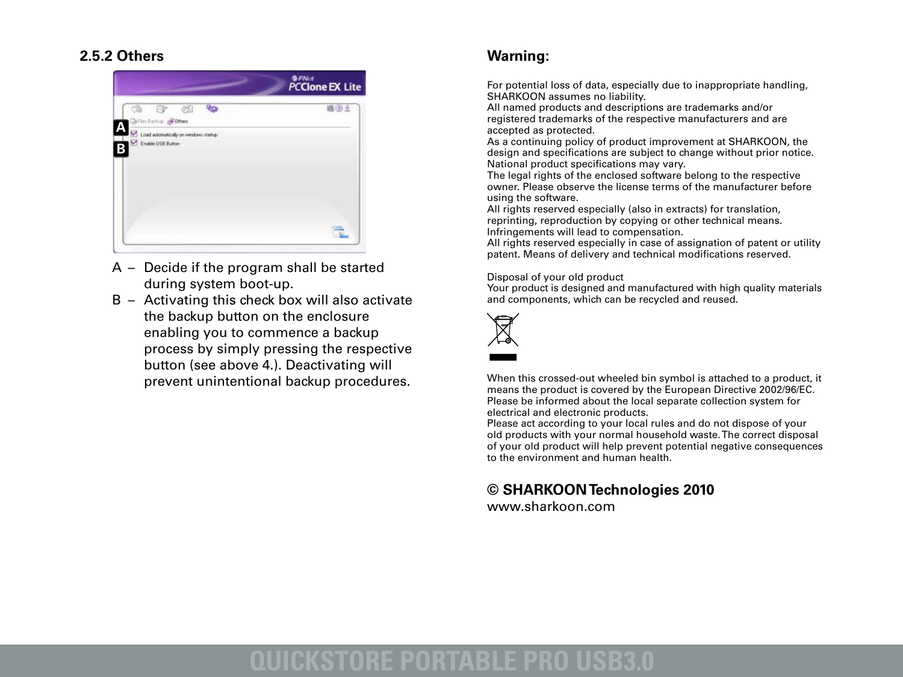### 2.5.2 Others

A – Decide if the program shall be started during system boot-up.

B – Activating this check box will also activate the backup button on the enclosure enabling you to commence a backup process by simply pressing the respective button (see above 4.). Deactivating will prevent unintentional backup procedures.

## Warning:

For potential loss of data, especially due to inappropriate handling, SHARKOON assumes no liability.
All named products and descriptions are trademarks and/or registered trademarks of the respective manufacturers and are accepted as protected.
As a continuing policy of product improvement at SHARKOON, the design and specifications are subject to change without prior notice. National product specifications may vary.
The legal rights of the enclosed software belong to the respective owner. Please observe the license terms of the manufacturer before using the software.
All rights reserved especially (also in extracts) for translation, reprinting, reproduction by copying or other technical means. Infringements will lead to compensation.
All rights reserved especially in case of assignation of patent or utility patent. Means of delivery and technical modifications reserved.

Disposal of your old product
Your product is designed and manufactured with high quality materials and components, which can be recycled and reused.

When this crossed-out wheeled bin symbol is attached to a product, it means the product is covered by the European Directive 2002/96/EC. Please be informed about the local separate collection system for electrical and electronic products.
Please act according to your local rules and do not dispose of your old products with your normal household waste. The correct disposal of your old product will help prevent potential negative consequences to the environment and human health.

**© SHARKOON Technologies 2010**
www.sharkoon.com